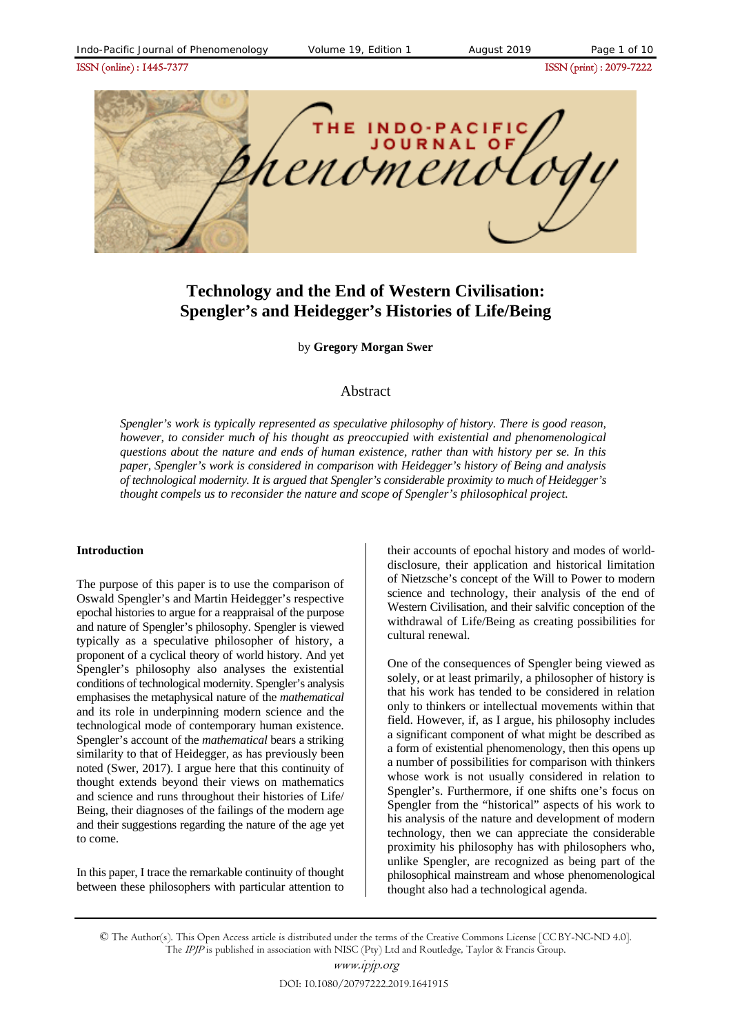# Technology and the End of Western Civilisation: Spengler's and Heidegger's Histories of Life/Being

by **Gregory Morgan Swer**

## Abstract

*Spengler's work is typically represented as speculative philosophy of history. There is good reason, however, to consider much of his thought as preoccupied with existential and phenomenological questions about the nature and ends of human existence, rather than with history per se. In this paper, Spengler's work is considered in comparison with Heidegger's history of Being and analysis of technological modernity. It is argued that Spengler's considerable proximity to much of Heidegger's thought compels us to reconsider the nature and scope of Spengler's philosophical project.*

**Introduction**

The purpose of this paper is to use the comparison of Oswald Spengler's and Martin Heidegger's respective epochal histories to argue for a reappraisal of the purpose and nature of Spengler's philosophy. Spengler is viewed typically as a speculative philosopher of history, a proponent of a cyclical theory of world history. And yet Spengler's philosophy also analyses the existential conditions of technological modernity. Spengler's analysis emphasises the metaphysical nature of the *mathematical* and its role in underpinning modern science and the technological mode of contemporary human existence. Spengler's account of the *mathematical* bears a striking similarity to that of Heidegger, as has previously been noted (Swer, 2017). I argue here that this continuity of thought extends beyond their views on mathematics and science and runs throughout their histories of Life/Being, their diagnoses of the failings of the modern age and their suggestions regarding the nature of the age yet to come.

In this paper, I trace the remarkable continuity of thought between these philosophers with particular attention to their accounts of epochal history and modes of world-disclosure, their application and historical limitation of Nietzsche's concept of the Will to Power to modern science and technology, their analysis of the end of Western Civilisation, and their salvific conception of the withdrawal of Life/Being as creating possibilities for cultural renewal.

One of the consequences of Spengler being viewed as solely, or at least primarily, a philosopher of history is that his work has tended to be considered in relation only to thinkers or intellectual movements within that field. However, if, as I argue, his philosophy includes a significant component of what might be described as a form of existential phenomenology, then this opens up a number of possibilities for comparison with thinkers whose work is not usually considered in relation to Spengler's. Furthermore, if one shifts one's focus on Spengler from the "historical" aspects of his work to his analysis of the nature and development of modern technology, then we can appreciate the considerable proximity his philosophy has with philosophers who, unlike Spengler, are recognized as being part of the philosophical mainstream and whose phenomenological thought also had a technological agenda.

© The Author(s). This Open Access article is distributed under the terms of the Creative Commons License [CC BY-NC-ND 4.0]. The *IPJP* is published in association with NISC (Pty) Ltd and Routledge, Taylor & Francis Group.

www.ipjp.org

DOI: 10.1080/20797222.2019.1641915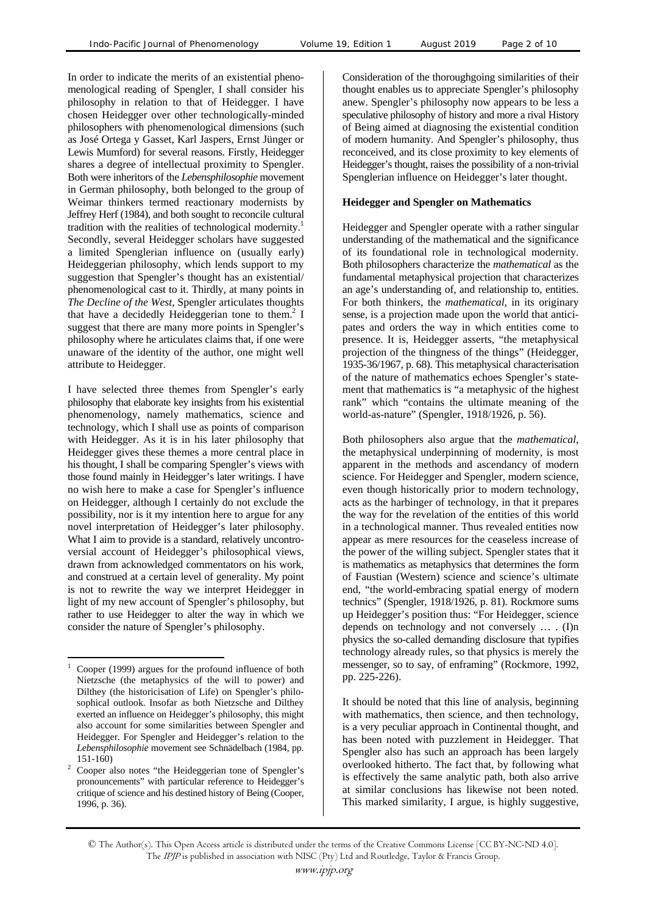In order to indicate the merits of an existential phenomenological reading of Spengler, I shall consider his philosophy in relation to that of Heidegger. I have chosen Heidegger over other technologically-minded philosophers with phenomenological dimensions (such as José Ortega y Gasset, Karl Jaspers, Ernst Jünger or Lewis Mumford) for several reasons. Firstly, Heidegger shares a degree of intellectual proximity to Spengler. Both were inheritors of the *Lebensphilosophie* movement in German philosophy, both belonged to the group of Weimar thinkers termed reactionary modernists by Jeffrey Herf (1984), and both sought to reconcile cultural tradition with the realities of technological modernity.[1] Secondly, several Heidegger scholars have suggested a limited Spenglerian influence on (usually early) Heideggerian philosophy, which lends support to my suggestion that Spengler's thought has an existential/phenomenological cast to it. Thirdly, at many points in *The Decline of the West*, Spengler articulates thoughts that have a decidedly Heideggerian tone to them.[2] I suggest that there are many more points in Spengler's philosophy where he articulates claims that, if one were unaware of the identity of the author, one might well attribute to Heidegger.

I have selected three themes from Spengler's early philosophy that elaborate key insights from his existential phenomenology, namely mathematics, science and technology, which I shall use as points of comparison with Heidegger. As it is in his later philosophy that Heidegger gives these themes a more central place in his thought, I shall be comparing Spengler's views with those found mainly in Heidegger's later writings. I have no wish here to make a case for Spengler's influence on Heidegger, although I certainly do not exclude the possibility, nor is it my intention here to argue for any novel interpretation of Heidegger's later philosophy. What I aim to provide is a standard, relatively uncontroversial account of Heidegger's philosophical views, drawn from acknowledged commentators on his work, and construed at a certain level of generality. My point is not to rewrite the way we interpret Heidegger in light of my new account of Spengler's philosophy, but rather to use Heidegger to alter the way in which we consider the nature of Spengler's philosophy.

Consideration of the thoroughgoing similarities of their thought enables us to appreciate Spengler's philosophy anew. Spengler's philosophy now appears to be less a speculative philosophy of history and more a rival History of Being aimed at diagnosing the existential condition of modern humanity. And Spengler's philosophy, thus reconceived, and its close proximity to key elements of Heidegger's thought, raises the possibility of a non-trivial Spenglerian influence on Heidegger's later thought.

## Heidegger and Spengler on Mathematics

Heidegger and Spengler operate with a rather singular understanding of the mathematical and the significance of its foundational role in technological modernity. Both philosophers characterize the *mathematical* as the fundamental metaphysical projection that characterizes an age's understanding of, and relationship to, entities. For both thinkers, the *mathematical*, in its originary sense, is a projection made upon the world that anticipates and orders the way in which entities come to presence. It is, Heidegger asserts, "the metaphysical projection of the thingness of the things" (Heidegger, 1935-36/1967, p. 68). This metaphysical characterisation of the nature of mathematics echoes Spengler's statement that mathematics is "a metaphysic of the highest rank" which "contains the ultimate meaning of the world-as-nature" (Spengler, 1918/1926, p. 56).

Both philosophers also argue that the *mathematical*, the metaphysical underpinning of modernity, is most apparent in the methods and ascendancy of modern science. For Heidegger and Spengler, modern science, even though historically prior to modern technology, acts as the harbinger of technology, in that it prepares the way for the revelation of the entities of this world in a technological manner. Thus revealed entities now appear as mere resources for the ceaseless increase of the power of the willing subject. Spengler states that it is mathematics as metaphysics that determines the form of Faustian (Western) science and science's ultimate end, "the world-embracing spatial energy of modern technics" (Spengler, 1918/1926, p. 81). Rockmore sums up Heidegger's position thus: "For Heidegger, science depends on technology and not conversely … . (I)n physics the so-called demanding disclosure that typifies technology already rules, so that physics is merely the messenger, so to say, of enframing" (Rockmore, 1992, pp. 225-226).

It should be noted that this line of analysis, beginning with mathematics, then science, and then technology, is a very peculiar approach in Continental thought, and has been noted with puzzlement in Heidegger. That Spengler also has such an approach has been largely overlooked hitherto. The fact that, by following what is effectively the same analytic path, both also arrive at similar conclusions has likewise not been noted. This marked similarity, I argue, is highly suggestive,

---

[1] Cooper (1999) argues for the profound influence of both Nietzsche (the metaphysics of the will to power) and Dilthey (the historicisation of Life) on Spengler's philosophical outlook. Insofar as both Nietzsche and Dilthey exerted an influence on Heidegger's philosophy, this might also account for some similarities between Spengler and Heidegger. For Spengler and Heidegger's relation to the *Lebensphilosophie* movement see Schnädelbach (1984, pp. 151-160)

[2] Cooper also notes "the Heideggerian tone of Spengler's pronouncements" with particular reference to Heidegger's critique of science and his destined history of Being (Cooper, 1996, p. 36).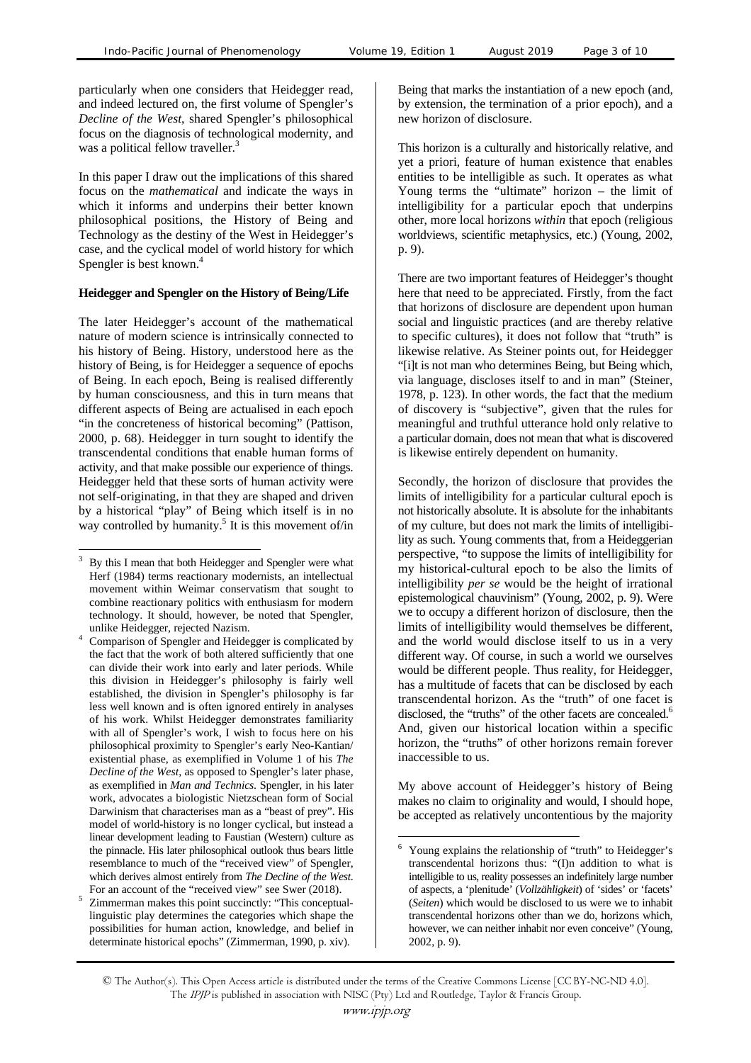particularly when one considers that Heidegger read, and indeed lectured on, the first volume of Spengler's *Decline of the West*, shared Spengler's philosophical focus on the diagnosis of technological modernity, and was a political fellow traveller.[3]

In this paper I draw out the implications of this shared focus on the *mathematical* and indicate the ways in which it informs and underpins their better known philosophical positions, the History of Being and Technology as the destiny of the West in Heidegger's case, and the cyclical model of world history for which Spengler is best known.[4]

**Heidegger and Spengler on the History of Being/Life**

The later Heidegger's account of the mathematical nature of modern science is intrinsically connected to his history of Being. History, understood here as the history of Being, is for Heidegger a sequence of epochs of Being. In each epoch, Being is realised differently by human consciousness, and this in turn means that different aspects of Being are actualised in each epoch "in the concreteness of historical becoming" (Pattison, 2000, p. 68). Heidegger in turn sought to identify the transcendental conditions that enable human forms of activity, and that make possible our experience of things. Heidegger held that these sorts of human activity were not self-originating, in that they are shaped and driven by a historical "play" of Being which itself is in no way controlled by humanity.[5] It is this movement of/in Being that marks the instantiation of a new epoch (and, by extension, the termination of a prior epoch), and a new horizon of disclosure.

This horizon is a culturally and historically relative, and yet a priori, feature of human existence that enables entities to be intelligible as such. It operates as what Young terms the "ultimate" horizon – the limit of intelligibility for a particular epoch that underpins other, more local horizons *within* that epoch (religious worldviews, scientific metaphysics, etc.) (Young, 2002, p. 9).

There are two important features of Heidegger's thought here that need to be appreciated. Firstly, from the fact that horizons of disclosure are dependent upon human social and linguistic practices (and are thereby relative to specific cultures), it does not follow that "truth" is likewise relative. As Steiner points out, for Heidegger "[i]t is not man who determines Being, but Being which, via language, discloses itself to and in man" (Steiner, 1978, p. 123). In other words, the fact that the medium of discovery is "subjective", given that the rules for meaningful and truthful utterance hold only relative to a particular domain, does not mean that what is discovered is likewise entirely dependent on humanity.

Secondly, the horizon of disclosure that provides the limits of intelligibility for a particular cultural epoch is not historically absolute. It is absolute for the inhabitants of my culture, but does not mark the limits of intelligibility as such. Young comments that, from a Heideggerian perspective, "to suppose the limits of intelligibility for my historical-cultural epoch to be also the limits of intelligibility *per se* would be the height of irrational epistemological chauvinism" (Young, 2002, p. 9). Were we to occupy a different horizon of disclosure, then the limits of intelligibility would themselves be different, and the world would disclose itself to us in a very different way. Of course, in such a world we ourselves would be different people. Thus reality, for Heidegger, has a multitude of facets that can be disclosed by each transcendental horizon. As the "truth" of one facet is disclosed, the "truths" of the other facets are concealed.[6] And, given our historical location within a specific horizon, the "truths" of other horizons remain forever inaccessible to us.

My above account of Heidegger's history of Being makes no claim to originality and would, I should hope, be accepted as relatively uncontentious by the majority

---

[3] By this I mean that both Heidegger and Spengler were what Herf (1984) terms reactionary modernists, an intellectual movement within Weimar conservatism that sought to combine reactionary politics with enthusiasm for modern technology. It should, however, be noted that Spengler, unlike Heidegger, rejected Nazism.

[4] Comparison of Spengler and Heidegger is complicated by the fact that the work of both altered sufficiently that one can divide their work into early and later periods. While this division in Heidegger's philosophy is fairly well established, the division in Spengler's philosophy is far less well known and is often ignored entirely in analyses of his work. Whilst Heidegger demonstrates familiarity with all of Spengler's work, I wish to focus here on his philosophical proximity to Spengler's early Neo-Kantian/existential phase, as exemplified in Volume 1 of his *The Decline of the West*, as opposed to Spengler's later phase, as exemplified in *Man and Technics*. Spengler, in his later work, advocates a biologistic Nietzschean form of Social Darwinism that characterises man as a "beast of prey". His model of world-history is no longer cyclical, but instead a linear development leading to Faustian (Western) culture as the pinnacle. His later philosophical outlook thus bears little resemblance to much of the "received view" of Spengler, which derives almost entirely from *The Decline of the West*. For an account of the "received view" see Swer (2018).

[5] Zimmerman makes this point succinctly: "This conceptual-linguistic play determines the categories which shape the possibilities for human action, knowledge, and belief in determinate historical epochs" (Zimmerman, 1990, p. xiv).

[6] Young explains the relationship of "truth" to Heidegger's transcendental horizons thus: "(I)n addition to what is intelligible to us, reality possesses an indefinitely large number of aspects, a 'plenitude' (*Vollzähligkeit*) of 'sides' or 'facets' (*Seiten*) which would be disclosed to us were we to inhabit transcendental horizons other than we do, horizons which, however, we can neither inhabit nor even conceive" (Young, 2002, p. 9).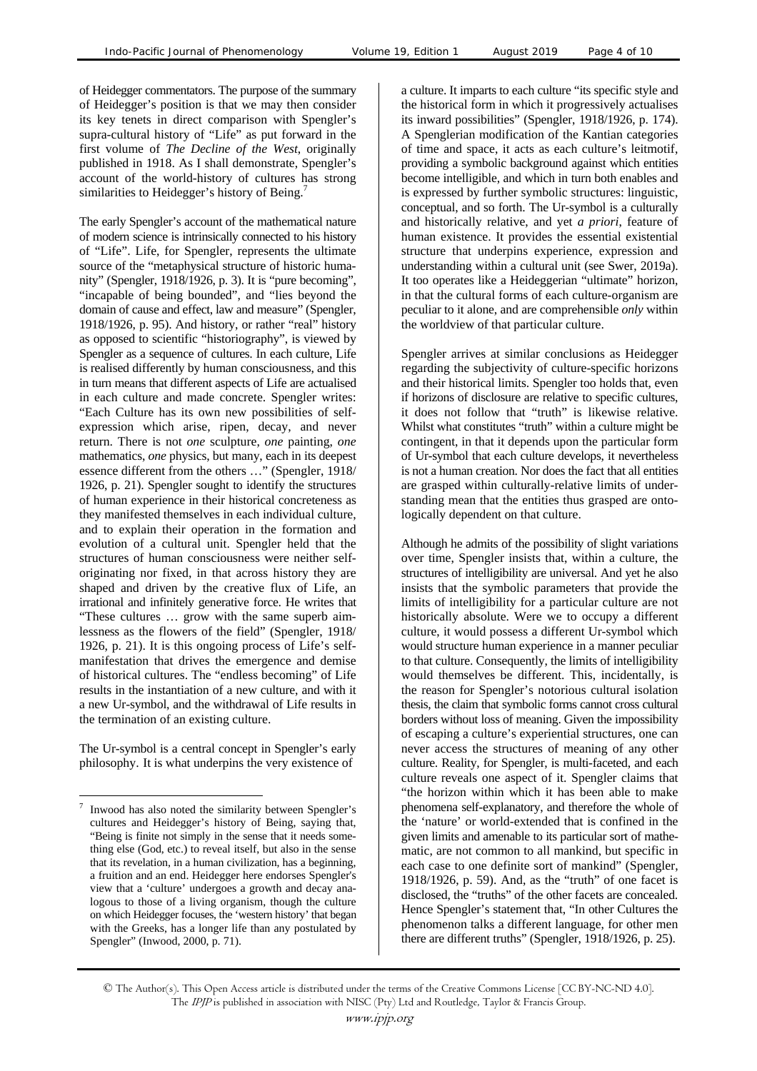of Heidegger commentators. The purpose of the summary of Heidegger's position is that we may then consider its key tenets in direct comparison with Spengler's supra-cultural history of "Life" as put forward in the first volume of *The Decline of the West*, originally published in 1918. As I shall demonstrate, Spengler's account of the world-history of cultures has strong similarities to Heidegger's history of Being.[7]

The early Spengler's account of the mathematical nature of modern science is intrinsically connected to his history of "Life". Life, for Spengler, represents the ultimate source of the "metaphysical structure of historic humanity" (Spengler, 1918/1926, p. 3). It is "pure becoming", "incapable of being bounded", and "lies beyond the domain of cause and effect, law and measure" (Spengler, 1918/1926, p. 95). And history, or rather "real" history as opposed to scientific "historiography", is viewed by Spengler as a sequence of cultures. In each culture, Life is realised differently by human consciousness, and this in turn means that different aspects of Life are actualised in each culture and made concrete. Spengler writes: "Each Culture has its own new possibilities of self-expression which arise, ripen, decay, and never return. There is not *one* sculpture, *one* painting, *one* mathematics, *one* physics, but many, each in its deepest essence different from the others …" (Spengler, 1918/1926, p. 21). Spengler sought to identify the structures of human experience in their historical concreteness as they manifested themselves in each individual culture, and to explain their operation in the formation and evolution of a cultural unit. Spengler held that the structures of human consciousness were neither self-originating nor fixed, in that across history they are shaped and driven by the creative flux of Life, an irrational and infinitely generative force. He writes that "These cultures … grow with the same superb aimlessness as the flowers of the field" (Spengler, 1918/1926, p. 21). It is this ongoing process of Life's self-manifestation that drives the emergence and demise of historical cultures. The "endless becoming" of Life results in the instantiation of a new culture, and with it a new Ur-symbol, and the withdrawal of Life results in the termination of an existing culture.

The Ur-symbol is a central concept in Spengler's early philosophy. It is what underpins the very existence of a culture. It imparts to each culture "its specific style and the historical form in which it progressively actualises its inward possibilities" (Spengler, 1918/1926, p. 174). A Spenglerian modification of the Kantian categories of time and space, it acts as each culture's leitmotif, providing a symbolic background against which entities become intelligible, and which in turn both enables and is expressed by further symbolic structures: linguistic, conceptual, and so forth. The Ur-symbol is a culturally and historically relative, and yet *a priori*, feature of human existence. It provides the essential existential structure that underpins experience, expression and understanding within a cultural unit (see Swer, 2019a). It too operates like a Heideggerian "ultimate" horizon, in that the cultural forms of each culture-organism are peculiar to it alone, and are comprehensible *only* within the worldview of that particular culture.

Spengler arrives at similar conclusions as Heidegger regarding the subjectivity of culture-specific horizons and their historical limits. Spengler too holds that, even if horizons of disclosure are relative to specific cultures, it does not follow that "truth" is likewise relative. Whilst what constitutes "truth" within a culture might be contingent, in that it depends upon the particular form of Ur-symbol that each culture develops, it nevertheless is not a human creation. Nor does the fact that all entities are grasped within culturally-relative limits of understanding mean that the entities thus grasped are ontologically dependent on that culture.

Although he admits of the possibility of slight variations over time, Spengler insists that, within a culture, the structures of intelligibility are universal. And yet he also insists that the symbolic parameters that provide the limits of intelligibility for a particular culture are not historically absolute. Were we to occupy a different culture, it would possess a different Ur-symbol which would structure human experience in a manner peculiar to that culture. Consequently, the limits of intelligibility would themselves be different. This, incidentally, is the reason for Spengler's notorious cultural isolation thesis, the claim that symbolic forms cannot cross cultural borders without loss of meaning. Given the impossibility of escaping a culture's experiential structures, one can never access the structures of meaning of any other culture. Reality, for Spengler, is multi-faceted, and each culture reveals one aspect of it. Spengler claims that "the horizon within which it has been able to make phenomena self-explanatory, and therefore the whole of the 'nature' or world-extended that is confined in the given limits and amenable to its particular sort of mathematic, are not common to all mankind, but specific in each case to one definite sort of mankind" (Spengler, 1918/1926, p. 59). And, as the "truth" of one facet is disclosed, the "truths" of the other facets are concealed. Hence Spengler's statement that, "In other Cultures the phenomenon talks a different language, for other men there are different truths" (Spengler, 1918/1926, p. 25).

[7] Inwood has also noted the similarity between Spengler's cultures and Heidegger's history of Being, saying that, "Being is finite not simply in the sense that it needs something else (God, etc.) to reveal itself, but also in the sense that its revelation, in a human civilization, has a beginning, a fruition and an end. Heidegger here endorses Spengler's view that a 'culture' undergoes a growth and decay analogous to those of a living organism, though the culture on which Heidegger focuses, the 'western history' that began with the Greeks, has a longer life than any postulated by Spengler" (Inwood, 2000, p. 71).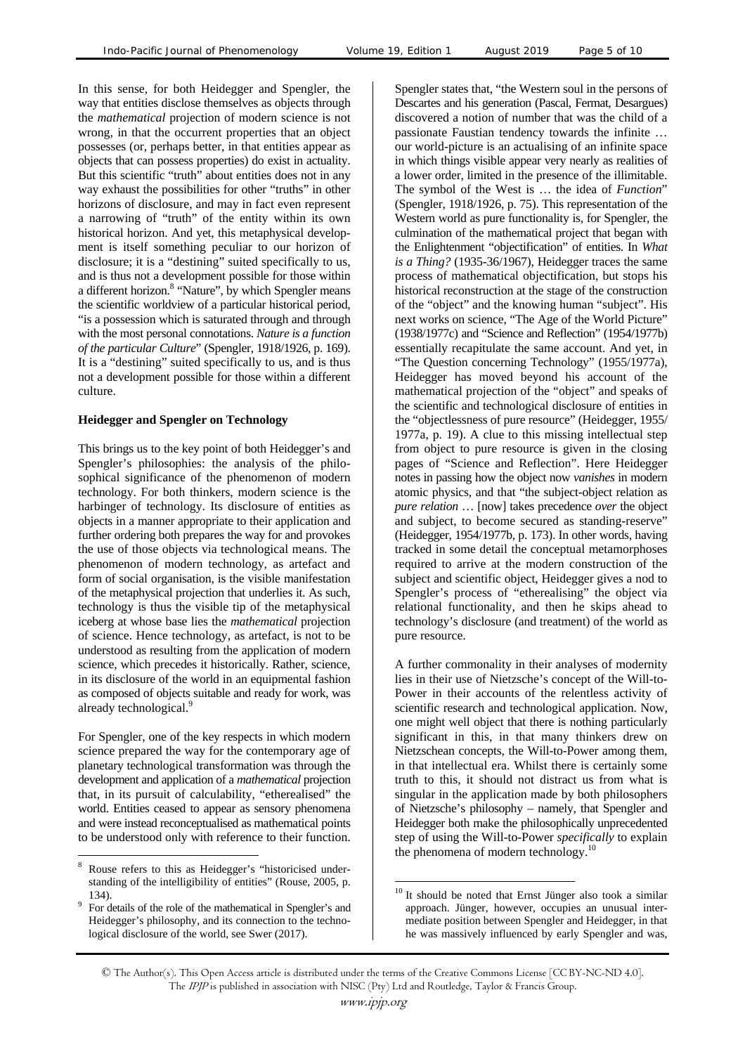In this sense, for both Heidegger and Spengler, the way that entities disclose themselves as objects through the *mathematical* projection of modern science is not wrong, in that the occurrent properties that an object possesses (or, perhaps better, in that entities appear as objects that can possess properties) do exist in actuality. But this scientific "truth" about entities does not in any way exhaust the possibilities for other "truths" in other horizons of disclosure, and may in fact even represent a narrowing of "truth" of the entity within its own historical horizon. And yet, this metaphysical development is itself something peculiar to our horizon of disclosure; it is a "destining" suited specifically to us, and is thus not a development possible for those within a different horizon.[8] "Nature", by which Spengler means the scientific worldview of a particular historical period, "is a possession which is saturated through and through with the most personal connotations. *Nature is a function of the particular Culture*" (Spengler, 1918/1926, p. 169). It is a "destining" suited specifically to us, and is thus not a development possible for those within a different culture.

**Heidegger and Spengler on Technology**

This brings us to the key point of both Heidegger's and Spengler's philosophies: the analysis of the philosophical significance of the phenomenon of modern technology. For both thinkers, modern science is the harbinger of technology. Its disclosure of entities as objects in a manner appropriate to their application and further ordering both prepares the way for and provokes the use of those objects via technological means. The phenomenon of modern technology, as artefact and form of social organisation, is the visible manifestation of the metaphysical projection that underlies it. As such, technology is thus the visible tip of the metaphysical iceberg at whose base lies the *mathematical* projection of science. Hence technology, as artefact, is not to be understood as resulting from the application of modern science, which precedes it historically. Rather, science, in its disclosure of the world in an equipmental fashion as composed of objects suitable and ready for work, was already technological.[9]

For Spengler, one of the key respects in which modern science prepared the way for the contemporary age of planetary technological transformation was through the development and application of a *mathematical* projection that, in its pursuit of calculability, "etherealised" the world. Entities ceased to appear as sensory phenomena and were instead reconceptualised as mathematical points to be understood only with reference to their function. Spengler states that, "the Western soul in the persons of Descartes and his generation (Pascal, Fermat, Desargues) discovered a notion of number that was the child of a passionate Faustian tendency towards the infinite … our world-picture is an actualising of an infinite space in which things visible appear very nearly as realities of a lower order, limited in the presence of the illimitable. The symbol of the West is … the idea of *Function*" (Spengler, 1918/1926, p. 75). This representation of the Western world as pure functionality is, for Spengler, the culmination of the mathematical project that began with the Enlightenment "objectification" of entities. In *What is a Thing?* (1935-36/1967), Heidegger traces the same process of mathematical objectification, but stops his historical reconstruction at the stage of the construction of the "object" and the knowing human "subject". His next works on science, "The Age of the World Picture" (1938/1977c) and "Science and Reflection" (1954/1977b) essentially recapitulate the same account. And yet, in "The Question concerning Technology" (1955/1977a), Heidegger has moved beyond his account of the mathematical projection of the "object" and speaks of the scientific and technological disclosure of entities in the "objectlessness of pure resource" (Heidegger, 1955/1977a, p. 19). A clue to this missing intellectual step from object to pure resource is given in the closing pages of "Science and Reflection". Here Heidegger notes in passing how the object now *vanishes* in modern atomic physics, and that "the subject-object relation as *pure relation* … [now] takes precedence *over* the object and subject, to become secured as standing-reserve" (Heidegger, 1954/1977b, p. 173). In other words, having tracked in some detail the conceptual metamorphoses required to arrive at the modern construction of the subject and scientific object, Heidegger gives a nod to Spengler's process of "etherealising" the object via relational functionality, and then he skips ahead to technology's disclosure (and treatment) of the world as pure resource.

A further commonality in their analyses of modernity lies in their use of Nietzsche's concept of the Will-to-Power in their accounts of the relentless activity of scientific research and technological application. Now, one might well object that there is nothing particularly significant in this, in that many thinkers drew on Nietzschean concepts, the Will-to-Power among them, in that intellectual era. Whilst there is certainly some truth to this, it should not distract us from what is singular in the application made by both philosophers of Nietzsche's philosophy – namely, that Spengler and Heidegger both make the philosophically unprecedented step of using the Will-to-Power *specifically* to explain the phenomena of modern technology.[10]

---

[8] Rouse refers to this as Heidegger's "historicised understanding of the intelligibility of entities" (Rouse, 2005, p. 134).

[9] For details of the role of the mathematical in Spengler's and Heidegger's philosophy, and its connection to the technological disclosure of the world, see Swer (2017).

[10] It should be noted that Ernst Jünger also took a similar approach. Jünger, however, occupies an unusual intermediate position between Spengler and Heidegger, in that he was massively influenced by early Spengler and was,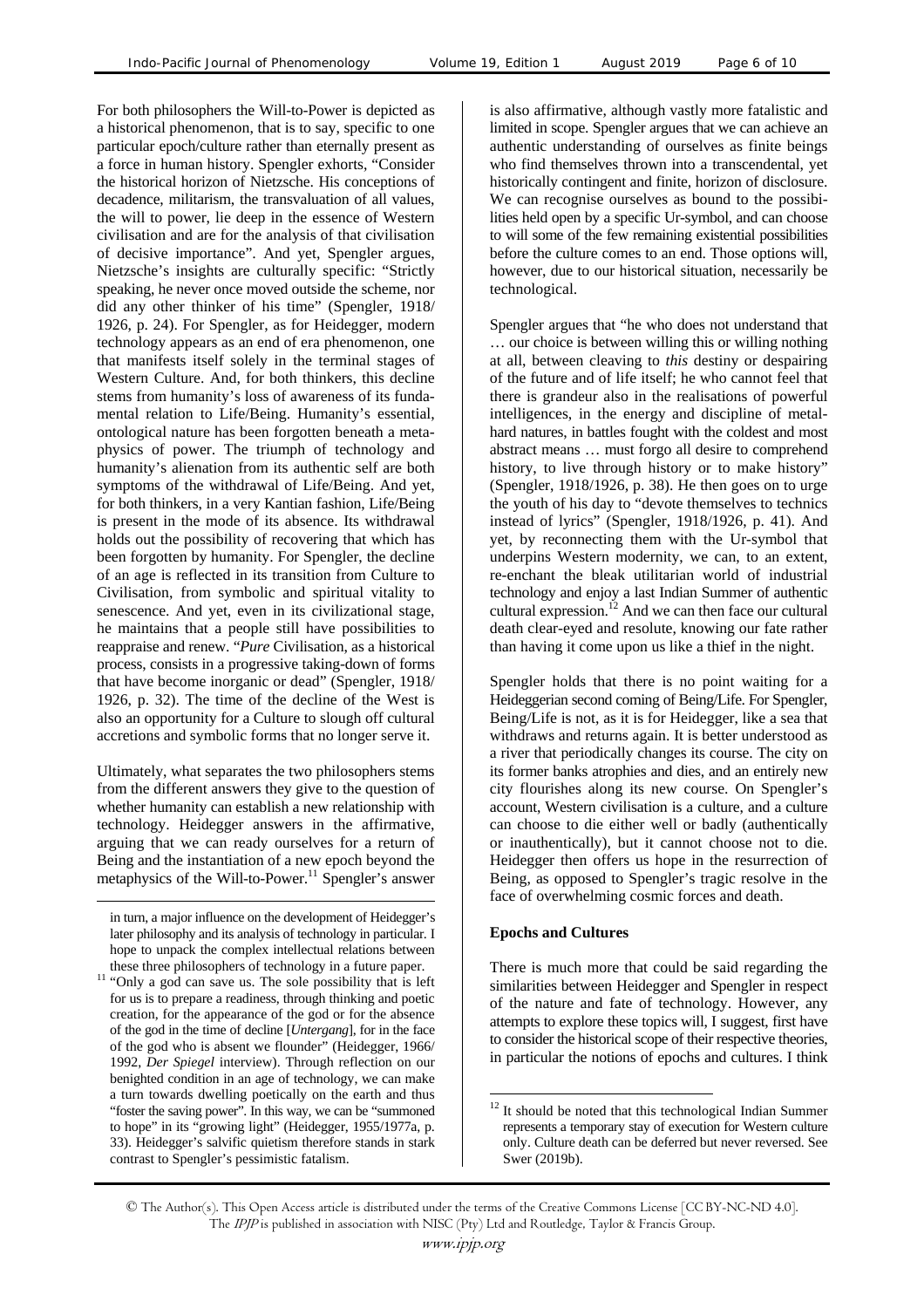For both philosophers the Will-to-Power is depicted as a historical phenomenon, that is to say, specific to one particular epoch/culture rather than eternally present as a force in human history. Spengler exhorts, "Consider the historical horizon of Nietzsche. His conceptions of decadence, militarism, the transvaluation of all values, the will to power, lie deep in the essence of Western civilisation and are for the analysis of that civilisation of decisive importance". And yet, Spengler argues, Nietzsche's insights are culturally specific: "Strictly speaking, he never once moved outside the scheme, nor did any other thinker of his time" (Spengler, 1918/1926, p. 24). For Spengler, as for Heidegger, modern technology appears as an end of era phenomenon, one that manifests itself solely in the terminal stages of Western Culture. And, for both thinkers, this decline stems from humanity's loss of awareness of its fundamental relation to Life/Being. Humanity's essential, ontological nature has been forgotten beneath a metaphysics of power. The triumph of technology and humanity's alienation from its authentic self are both symptoms of the withdrawal of Life/Being. And yet, for both thinkers, in a very Kantian fashion, Life/Being is present in the mode of its absence. Its withdrawal holds out the possibility of recovering that which has been forgotten by humanity. For Spengler, the decline of an age is reflected in its transition from Culture to Civilisation, from symbolic and spiritual vitality to senescence. And yet, even in its civilizational stage, he maintains that a people still have possibilities to reappraise and renew. "*Pure* Civilisation, as a historical process, consists in a progressive taking-down of forms that have become inorganic or dead" (Spengler, 1918/1926, p. 32). The time of the decline of the West is also an opportunity for a Culture to slough off cultural accretions and symbolic forms that no longer serve it.

Ultimately, what separates the two philosophers stems from the different answers they give to the question of whether humanity can establish a new relationship with technology. Heidegger answers in the affirmative, arguing that we can ready ourselves for a return of Being and the instantiation of a new epoch beyond the metaphysics of the Will-to-Power.[11] Spengler's answer is also affirmative, although vastly more fatalistic and limited in scope. Spengler argues that we can achieve an authentic understanding of ourselves as finite beings who find themselves thrown into a transcendental, yet historically contingent and finite, horizon of disclosure. We can recognise ourselves as bound to the possibilities held open by a specific Ur-symbol, and can choose to will some of the few remaining existential possibilities before the culture comes to an end. Those options will, however, due to our historical situation, necessarily be technological.

Spengler argues that "he who does not understand that … our choice is between willing this or willing nothing at all, between cleaving to *this* destiny or despairing of the future and of life itself; he who cannot feel that there is grandeur also in the realisations of powerful intelligences, in the energy and discipline of metal-hard natures, in battles fought with the coldest and most abstract means … must forgo all desire to comprehend history, to live through history or to make history" (Spengler, 1918/1926, p. 38). He then goes on to urge the youth of his day to "devote themselves to technics instead of lyrics" (Spengler, 1918/1926, p. 41). And yet, by reconnecting them with the Ur-symbol that underpins Western modernity, we can, to an extent, re-enchant the bleak utilitarian world of industrial technology and enjoy a last Indian Summer of authentic cultural expression.[12] And we can then face our cultural death clear-eyed and resolute, knowing our fate rather than having it come upon us like a thief in the night.

Spengler holds that there is no point waiting for a Heideggerian second coming of Being/Life. For Spengler, Being/Life is not, as it is for Heidegger, like a sea that withdraws and returns again. It is better understood as a river that periodically changes its course. The city on its former banks atrophies and dies, and an entirely new city flourishes along its new course. On Spengler's account, Western civilisation is a culture, and a culture can choose to die either well or badly (authentically or inauthentically), but it cannot choose not to die. Heidegger then offers us hope in the resurrection of Being, as opposed to Spengler's tragic resolve in the face of overwhelming cosmic forces and death.

## Epochs and Cultures

There is much more that could be said regarding the similarities between Heidegger and Spengler in respect of the nature and fate of technology. However, any attempts to explore these topics will, I suggest, first have to consider the historical scope of their respective theories, in particular the notions of epochs and cultures. I think

---

in turn, a major influence on the development of Heidegger's later philosophy and its analysis of technology in particular. I hope to unpack the complex intellectual relations between these three philosophers of technology in a future paper.

[11] "Only a god can save us. The sole possibility that is left for us is to prepare a readiness, through thinking and poetic creation, for the appearance of the god or for the absence of the god in the time of decline [*Untergang*], for in the face of the god who is absent we flounder" (Heidegger, 1966/1992, *Der Spiegel* interview). Through reflection on our benighted condition in an age of technology, we can make a turn towards dwelling poetically on the earth and thus "foster the saving power". In this way, we can be "summoned to hope" in its "growing light" (Heidegger, 1955/1977a, p. 33). Heidegger's salvific quietism therefore stands in stark contrast to Spengler's pessimistic fatalism.

[12] It should be noted that this technological Indian Summer represents a temporary stay of execution for Western culture only. Culture death can be deferred but never reversed. See Swer (2019b).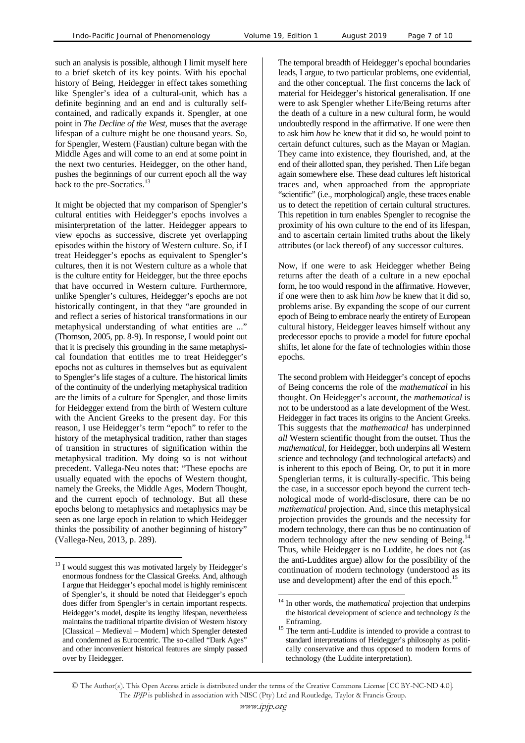such an analysis is possible, although I limit myself here to a brief sketch of its key points. With his epochal history of Being, Heidegger in effect takes something like Spengler's idea of a cultural-unit, which has a definite beginning and an end and is culturally self-contained, and radically expands it. Spengler, at one point in *The Decline of the West*, muses that the average lifespan of a culture might be one thousand years. So, for Spengler, Western (Faustian) culture began with the Middle Ages and will come to an end at some point in the next two centuries. Heidegger, on the other hand, pushes the beginnings of our current epoch all the way back to the pre-Socratics.[13]

It might be objected that my comparison of Spengler's cultural entities with Heidegger's epochs involves a misinterpretation of the latter. Heidegger appears to view epochs as successive, discrete yet overlapping episodes within the history of Western culture. So, if I treat Heidegger's epochs as equivalent to Spengler's cultures, then it is not Western culture as a whole that is the culture entity for Heidegger, but the three epochs that have occurred in Western culture. Furthermore, unlike Spengler's cultures, Heidegger's epochs are not historically contingent, in that they "are grounded in and reflect a series of historical transformations in our metaphysical understanding of what entities are ..." (Thomson, 2005, pp. 8-9). In response, I would point out that it is precisely this grounding in the same metaphysical foundation that entitles me to treat Heidegger's epochs not as cultures in themselves but as equivalent to Spengler's life stages of a culture. The historical limits of the continuity of the underlying metaphysical tradition are the limits of a culture for Spengler, and those limits for Heidegger extend from the birth of Western culture with the Ancient Greeks to the present day. For this reason, I use Heidegger's term "epoch" to refer to the history of the metaphysical tradition, rather than stages of transition in structures of signification within the metaphysical tradition. My doing so is not without precedent. Vallega-Neu notes that: "These epochs are usually equated with the epochs of Western thought, namely the Greeks, the Middle Ages, Modern Thought, and the current epoch of technology. But all these epochs belong to metaphysics and metaphysics may be seen as one large epoch in relation to which Heidegger thinks the possibility of another beginning of history" (Vallega-Neu, 2013, p. 289).

The temporal breadth of Heidegger's epochal boundaries leads, I argue, to two particular problems, one evidential, and the other conceptual. The first concerns the lack of material for Heidegger's historical generalisation. If one were to ask Spengler whether Life/Being returns after the death of a culture in a new cultural form, he would undoubtedly respond in the affirmative. If one were then to ask him *how* he knew that it did so, he would point to certain defunct cultures, such as the Mayan or Magian. They came into existence, they flourished, and, at the end of their allotted span, they perished. Then Life began again somewhere else. These dead cultures left historical traces and, when approached from the appropriate "scientific" (i.e., morphological) angle, these traces enable us to detect the repetition of certain cultural structures. This repetition in turn enables Spengler to recognise the proximity of his own culture to the end of its lifespan, and to ascertain certain limited truths about the likely attributes (or lack thereof) of any successor cultures.

Now, if one were to ask Heidegger whether Being returns after the death of a culture in a new epochal form, he too would respond in the affirmative. However, if one were then to ask him *how* he knew that it did so, problems arise. By expanding the scope of our current epoch of Being to embrace nearly the entirety of European cultural history, Heidegger leaves himself without any predecessor epochs to provide a model for future epochal shifts, let alone for the fate of technologies within those epochs.

The second problem with Heidegger's concept of epochs of Being concerns the role of the *mathematical* in his thought. On Heidegger's account, the *mathematical* is not to be understood as a late development of the West. Heidegger in fact traces its origins to the Ancient Greeks. This suggests that the *mathematical* has underpinned *all* Western scientific thought from the outset. Thus the *mathematical*, for Heidegger, both underpins all Western science and technology (and technological artefacts) and is inherent to this epoch of Being. Or, to put it in more Spenglerian terms, it is culturally-specific. This being the case, in a successor epoch beyond the current technological mode of world-disclosure, there can be no *mathematical* projection. And, since this metaphysical projection provides the grounds and the necessity for modern technology, there can thus be no continuation of modern technology after the new sending of Being.[14] Thus, while Heidegger is no Luddite, he does not (as the anti-Luddites argue) allow for the possibility of the continuation of modern technology (understood as its use and development) after the end of this epoch.[15]

---

[13] I would suggest this was motivated largely by Heidegger's enormous fondness for the Classical Greeks. And, although I argue that Heidegger's epochal model is highly reminiscent of Spengler's, it should be noted that Heidegger's epoch does differ from Spengler's in certain important respects. Heidegger's model, despite its lengthy lifespan, nevertheless maintains the traditional tripartite division of Western history [Classical – Medieval – Modern] which Spengler detested and condemned as Eurocentric. The so-called "Dark Ages" and other inconvenient historical features are simply passed over by Heidegger.

[14] In other words, the *mathematical* projection that underpins the historical development of science and technology *is* the Enframing.

[15] The term anti-Luddite is intended to provide a contrast to standard interpretations of Heidegger's philosophy as politically conservative and thus opposed to modern forms of technology (the Luddite interpretation).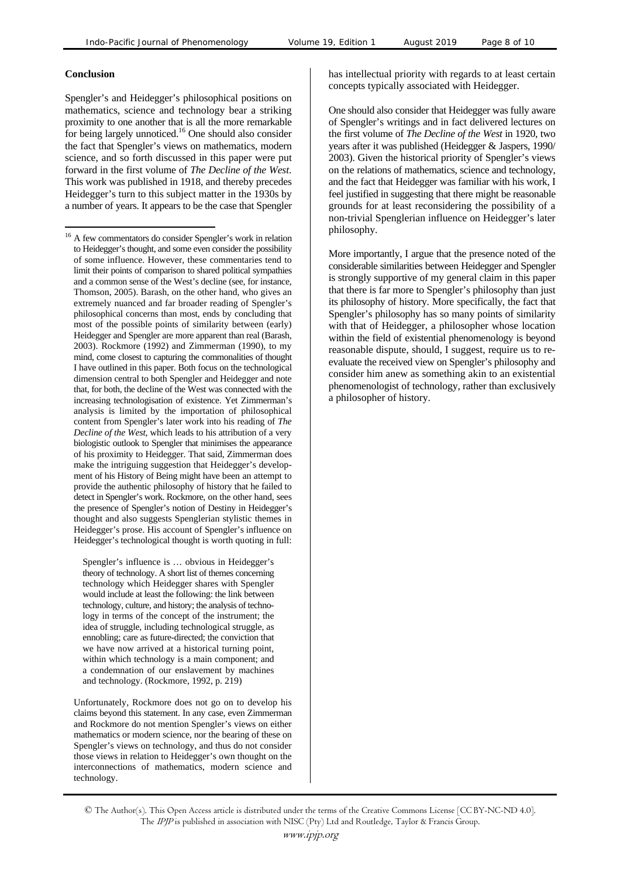**Conclusion**

Spengler's and Heidegger's philosophical positions on mathematics, science and technology bear a striking proximity to one another that is all the more remarkable for being largely unnoticed.[16] One should also consider the fact that Spengler's views on mathematics, modern science, and so forth discussed in this paper were put forward in the first volume of *The Decline of the West*. This work was published in 1918, and thereby precedes Heidegger's turn to this subject matter in the 1930s by a number of years. It appears to be the case that Spengler has intellectual priority with regards to at least certain concepts typically associated with Heidegger.

One should also consider that Heidegger was fully aware of Spengler's writings and in fact delivered lectures on the first volume of *The Decline of the West* in 1920, two years after it was published (Heidegger & Jaspers, 1990/2003). Given the historical priority of Spengler's views on the relations of mathematics, science and technology, and the fact that Heidegger was familiar with his work, I feel justified in suggesting that there might be reasonable grounds for at least reconsidering the possibility of a non-trivial Spenglerian influence on Heidegger's later philosophy.

More importantly, I argue that the presence noted of the considerable similarities between Heidegger and Spengler is strongly supportive of my general claim in this paper that there is far more to Spengler's philosophy than just its philosophy of history. More specifically, the fact that Spengler's philosophy has so many points of similarity with that of Heidegger, a philosopher whose location within the field of existential phenomenology is beyond reasonable dispute, should, I suggest, require us to re-evaluate the received view on Spengler's philosophy and consider him anew as something akin to an existential phenomenologist of technology, rather than exclusively a philosopher of history.

---

[16] A few commentators do consider Spengler's work in relation to Heidegger's thought, and some even consider the possibility of some influence. However, these commentaries tend to limit their points of comparison to shared political sympathies and a common sense of the West's decline (see, for instance, Thomson, 2005). Barash, on the other hand, who gives an extremely nuanced and far broader reading of Spengler's philosophical concerns than most, ends by concluding that most of the possible points of similarity between (early) Heidegger and Spengler are more apparent than real (Barash, 2003). Rockmore (1992) and Zimmerman (1990), to my mind, come closest to capturing the commonalities of thought I have outlined in this paper. Both focus on the technological dimension central to both Spengler and Heidegger and note that, for both, the decline of the West was connected with the increasing technologisation of existence. Yet Zimmerman's analysis is limited by the importation of philosophical content from Spengler's later work into his reading of *The Decline of the West*, which leads to his attribution of a very biologistic outlook to Spengler that minimises the appearance of his proximity to Heidegger. That said, Zimmerman does make the intriguing suggestion that Heidegger's development of his History of Being might have been an attempt to provide the authentic philosophy of history that he failed to detect in Spengler's work. Rockmore, on the other hand, sees the presence of Spengler's notion of Destiny in Heidegger's thought and also suggests Spenglerian stylistic themes in Heidegger's prose. His account of Spengler's influence on Heidegger's technological thought is worth quoting in full:

> Spengler's influence is … obvious in Heidegger's theory of technology. A short list of themes concerning technology which Heidegger shares with Spengler would include at least the following: the link between technology, culture, and history; the analysis of technology in terms of the concept of the instrument; the idea of struggle, including technological struggle, as ennobling; care as future-directed; the conviction that we have now arrived at a historical turning point, within which technology is a main component; and a condemnation of our enslavement by machines and technology. (Rockmore, 1992, p. 219)

Unfortunately, Rockmore does not go on to develop his claims beyond this statement. In any case, even Zimmerman and Rockmore do not mention Spengler's views on either mathematics or modern science, nor the bearing of these on Spengler's views on technology, and thus do not consider those views in relation to Heidegger's own thought on the interconnections of mathematics, modern science and technology.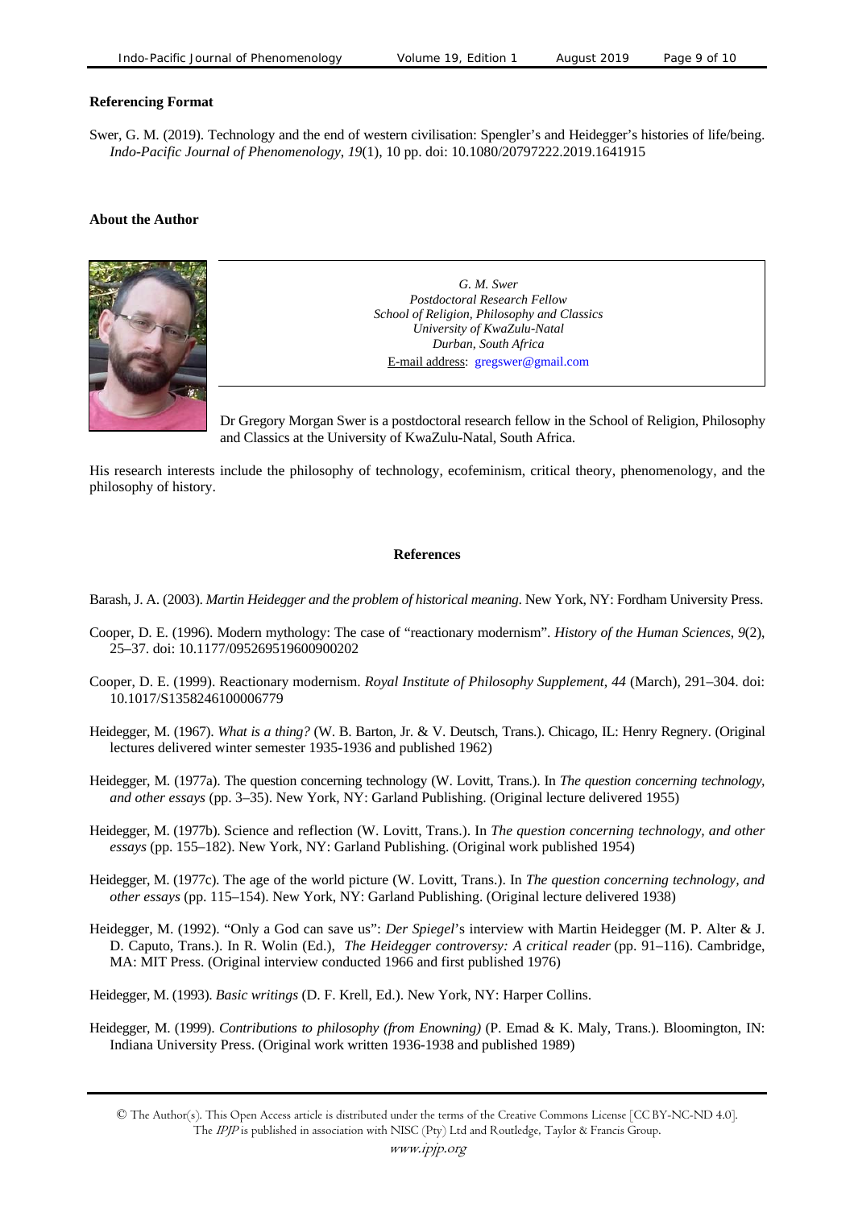**Referencing Format**

Swer, G. M. (2019). Technology and the end of western civilisation: Spengler's and Heidegger's histories of life/being. *Indo-Pacific Journal of Phenomenology*, *19*(1), 10 pp. doi: 10.1080/20797222.2019.1641915

**About the Author**

*G. M. Swer*
*Postdoctoral Research Fellow*
*School of Religion, Philosophy and Classics*
*University of KwaZulu-Natal*
*Durban, South Africa*
E-mail address: gregswer@gmail.com

Dr Gregory Morgan Swer is a postdoctoral research fellow in the School of Religion, Philosophy and Classics at the University of KwaZulu-Natal, South Africa.

His research interests include the philosophy of technology, ecofeminism, critical theory, phenomenology, and the philosophy of history.

**References**

Barash, J. A. (2003). *Martin Heidegger and the problem of historical meaning*. New York, NY: Fordham University Press.

Cooper, D. E. (1996). Modern mythology: The case of "reactionary modernism". *History of the Human Sciences*, *9*(2), 25–37. doi: 10.1177/095269519600900202

Cooper, D. E. (1999). Reactionary modernism. *Royal Institute of Philosophy Supplement*, *44* (March), 291–304. doi: 10.1017/S1358246100006779

Heidegger, M. (1967). *What is a thing?* (W. B. Barton, Jr. & V. Deutsch, Trans.). Chicago, IL: Henry Regnery. (Original lectures delivered winter semester 1935-1936 and published 1962)

Heidegger, M. (1977a). The question concerning technology (W. Lovitt, Trans.). In *The question concerning technology, and other essays* (pp. 3–35). New York, NY: Garland Publishing. (Original lecture delivered 1955)

Heidegger, M. (1977b). Science and reflection (W. Lovitt, Trans.). In *The question concerning technology, and other essays* (pp. 155–182). New York, NY: Garland Publishing. (Original work published 1954)

Heidegger, M. (1977c). The age of the world picture (W. Lovitt, Trans.). In *The question concerning technology, and other essays* (pp. 115–154). New York, NY: Garland Publishing. (Original lecture delivered 1938)

Heidegger, M. (1992). "Only a God can save us": *Der Spiegel*'s interview with Martin Heidegger (M. P. Alter & J. D. Caputo, Trans.). In R. Wolin (Ed.), *The Heidegger controversy: A critical reader* (pp. 91–116). Cambridge, MA: MIT Press. (Original interview conducted 1966 and first published 1976)

Heidegger, M. (1993). *Basic writings* (D. F. Krell, Ed.). New York, NY: Harper Collins.

Heidegger, M. (1999). *Contributions to philosophy (from Enowning)* (P. Emad & K. Maly, Trans.). Bloomington, IN: Indiana University Press. (Original work written 1936-1938 and published 1989)

© The Author(s). This Open Access article is distributed under the terms of the Creative Commons License [CC BY-NC-ND 4.0]. The *IPJP* is published in association with NISC (Pty) Ltd and Routledge, Taylor & Francis Group.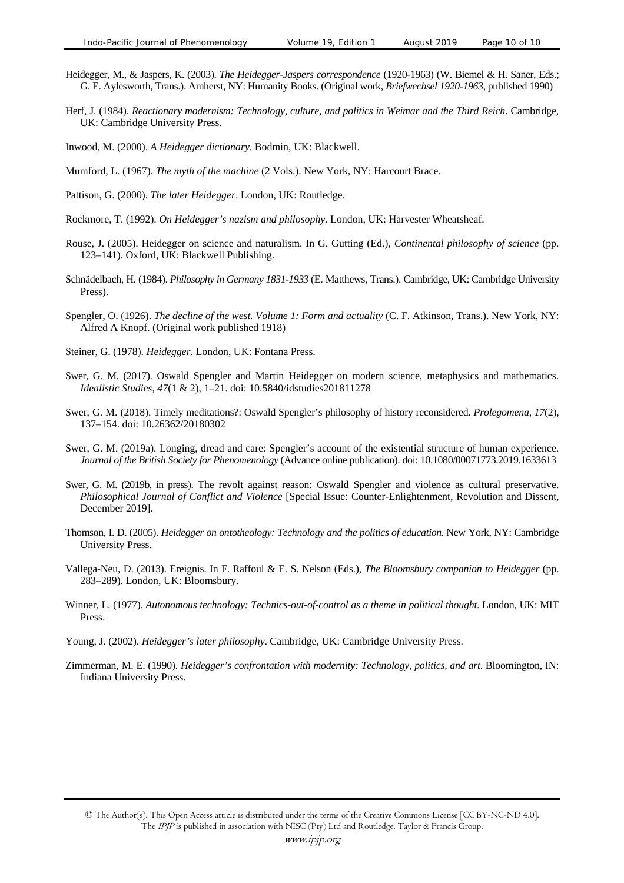Heidegger, M., & Jaspers, K. (2003). *The Heidegger-Jaspers correspondence* (1920-1963) (W. Biemel & H. Saner, Eds.; G. E. Aylesworth, Trans.). Amherst, NY: Humanity Books. (Original work, *Briefwechsel 1920-1963*, published 1990)

Herf, J. (1984). *Reactionary modernism: Technology, culture, and politics in Weimar and the Third Reich*. Cambridge, UK: Cambridge University Press.

Inwood, M. (2000). *A Heidegger dictionary*. Bodmin, UK: Blackwell.

Mumford, L. (1967). *The myth of the machine* (2 Vols.). New York, NY: Harcourt Brace.

Pattison, G. (2000). *The later Heidegger*. London, UK: Routledge.

Rockmore, T. (1992). *On Heidegger's nazism and philosophy*. London, UK: Harvester Wheatsheaf.

Rouse, J. (2005). Heidegger on science and naturalism. In G. Gutting (Ed.), *Continental philosophy of science* (pp. 123–141). Oxford, UK: Blackwell Publishing.

Schnädelbach, H. (1984). *Philosophy in Germany 1831-1933* (E. Matthews, Trans.). Cambridge, UK: Cambridge University Press).

Spengler, O. (1926). *The decline of the west. Volume 1: Form and actuality* (C. F. Atkinson, Trans.). New York, NY: Alfred A Knopf. (Original work published 1918)

Steiner, G. (1978). *Heidegger*. London, UK: Fontana Press.

Swer, G. M. (2017). Oswald Spengler and Martin Heidegger on modern science, metaphysics and mathematics. *Idealistic Studies, 47*(1 & 2), 1–21. doi: 10.5840/idstudies201811278

Swer, G. M. (2018). Timely meditations?: Oswald Spengler's philosophy of history reconsidered. *Prolegomena, 17*(2), 137–154. doi: 10.26362/20180302

Swer, G. M. (2019a). Longing, dread and care: Spengler's account of the existential structure of human experience. *Journal of the British Society for Phenomenology* (Advance online publication). doi: 10.1080/00071773.2019.1633613

Swer, G. M. (2019b, in press). The revolt against reason: Oswald Spengler and violence as cultural preservative. *Philosophical Journal of Conflict and Violence* [Special Issue: Counter-Enlightenment, Revolution and Dissent, December 2019].

Thomson, I. D. (2005). *Heidegger on ontotheology: Technology and the politics of education.* New York, NY: Cambridge University Press.

Vallega-Neu, D. (2013). Ereignis. In F. Raffoul & E. S. Nelson (Eds.), *The Bloomsbury companion to Heidegger* (pp. 283–289). London, UK: Bloomsbury.

Winner, L. (1977). *Autonomous technology: Technics-out-of-control as a theme in political thought.* London, UK: MIT Press.

Young, J. (2002). *Heidegger's later philosophy*. Cambridge, UK: Cambridge University Press.

Zimmerman, M. E. (1990). *Heidegger's confrontation with modernity: Technology, politics, and art*. Bloomington, IN: Indiana University Press.

© The Author(s). This Open Access article is distributed under the terms of the Creative Commons License [CC BY-NC-ND 4.0]. The *IPJP* is published in association with NISC (Pty) Ltd and Routledge, Taylor & Francis Group.

*www.ipjp.org*